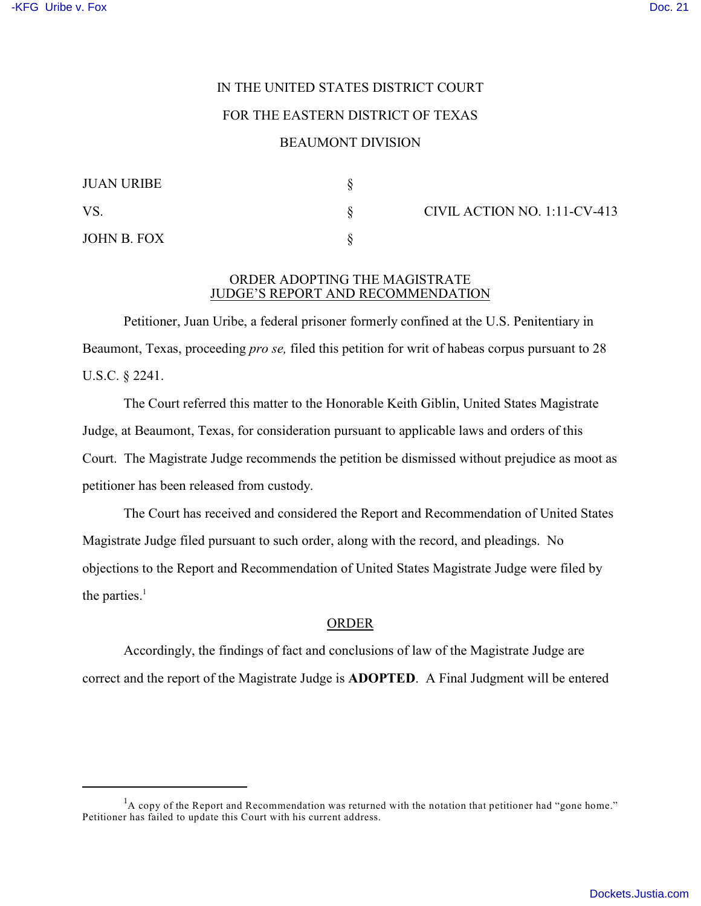IN THE UNITED STATES DISTRICT COURT

FOR THE EASTERN DISTRICT OF TEXAS

BEAUMONT DIVISION

| | | |
|---|---|---|
| JUAN URIBE | § | |
| VS. | § | CIVIL ACTION NO. 1:11-CV-413 |
| JOHN B. FOX | § | |

## ORDER ADOPTING THE MAGISTRATE JUDGE'S REPORT AND RECOMMENDATION

Petitioner, Juan Uribe, a federal prisoner formerly confined at the U.S. Penitentiary in Beaumont, Texas, proceeding *pro se,* filed this petition for writ of habeas corpus pursuant to 28 U.S.C. § 2241.

The Court referred this matter to the Honorable Keith Giblin, United States Magistrate Judge, at Beaumont, Texas, for consideration pursuant to applicable laws and orders of this Court. The Magistrate Judge recommends the petition be dismissed without prejudice as moot as petitioner has been released from custody.

The Court has received and considered the Report and Recommendation of United States Magistrate Judge filed pursuant to such order, along with the record, and pleadings. No objections to the Report and Recommendation of United States Magistrate Judge were filed by the parties.[1]

## ORDER

Accordingly, the findings of fact and conclusions of law of the Magistrate Judge are correct and the report of the Magistrate Judge is **ADOPTED**. A Final Judgment will be entered

---

[1] A copy of the Report and Recommendation was returned with the notation that petitioner had "gone home." Petitioner has failed to update this Court with his current address.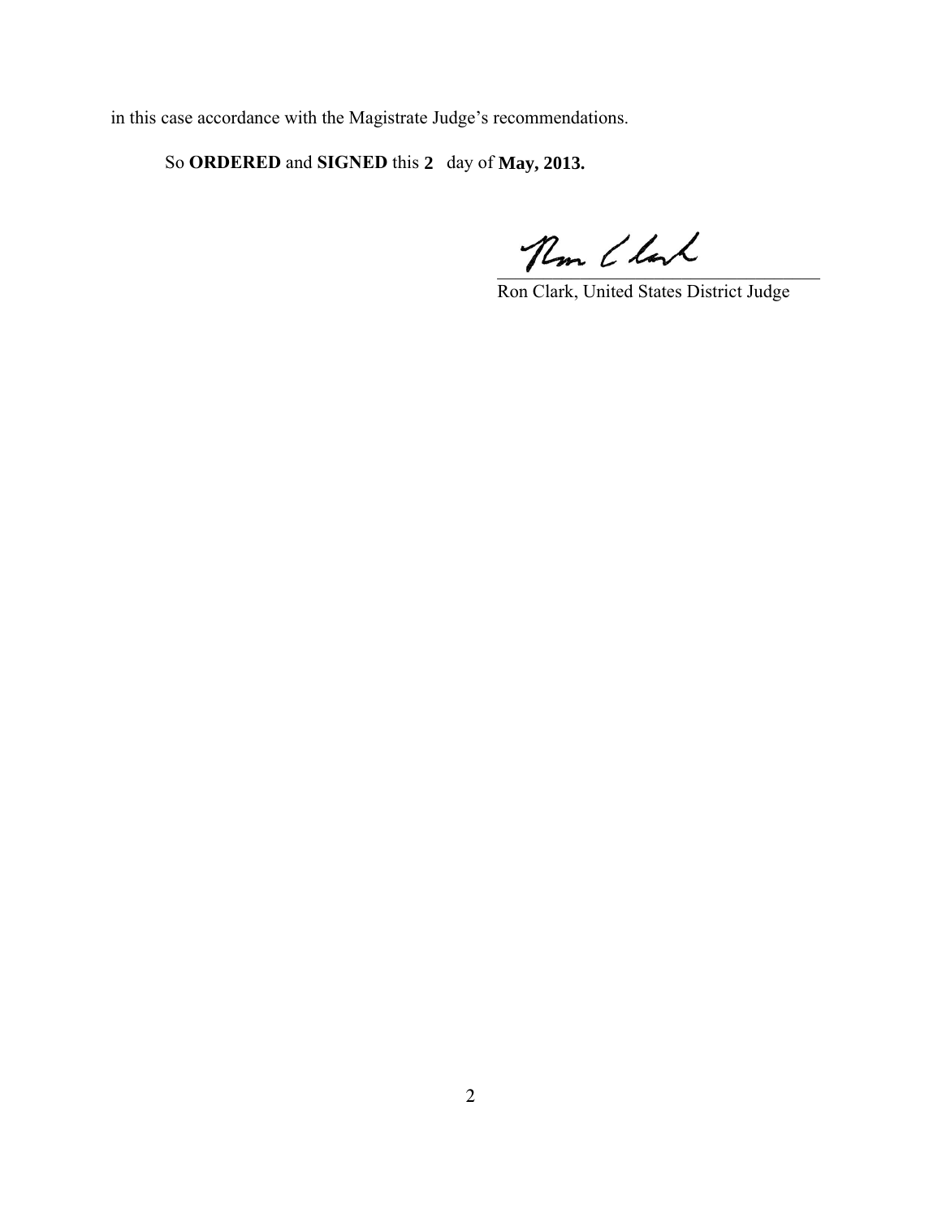in this case accordance with the Magistrate Judge's recommendations.

So **ORDERED** and **SIGNED** this **2** day of **May, 2013.**

Ron Clark, United States District Judge